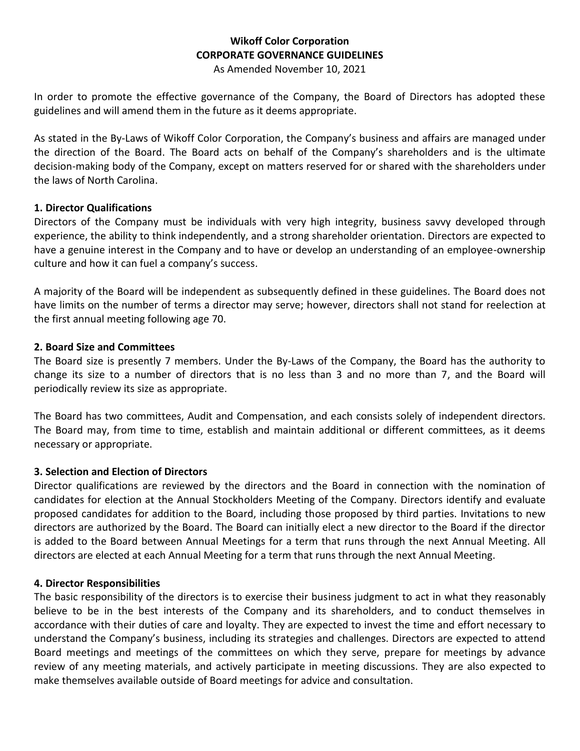# Wikoff Color Corporation
# CORPORATE GOVERNANCE GUIDELINES

As Amended November 10, 2021

In order to promote the effective governance of the Company, the Board of Directors has adopted these guidelines and will amend them in the future as it deems appropriate.

As stated in the By-Laws of Wikoff Color Corporation, the Company's business and affairs are managed under the direction of the Board. The Board acts on behalf of the Company's shareholders and is the ultimate decision-making body of the Company, except on matters reserved for or shared with the shareholders under the laws of North Carolina.

### 1. Director Qualifications

Directors of the Company must be individuals with very high integrity, business savvy developed through experience, the ability to think independently, and a strong shareholder orientation. Directors are expected to have a genuine interest in the Company and to have or develop an understanding of an employee-ownership culture and how it can fuel a company's success.

A majority of the Board will be independent as subsequently defined in these guidelines. The Board does not have limits on the number of terms a director may serve; however, directors shall not stand for reelection at the first annual meeting following age 70.

### 2. Board Size and Committees

The Board size is presently 7 members. Under the By-Laws of the Company, the Board has the authority to change its size to a number of directors that is no less than 3 and no more than 7, and the Board will periodically review its size as appropriate.

The Board has two committees, Audit and Compensation, and each consists solely of independent directors. The Board may, from time to time, establish and maintain additional or different committees, as it deems necessary or appropriate.

### 3. Selection and Election of Directors

Director qualifications are reviewed by the directors and the Board in connection with the nomination of candidates for election at the Annual Stockholders Meeting of the Company. Directors identify and evaluate proposed candidates for addition to the Board, including those proposed by third parties. Invitations to new directors are authorized by the Board. The Board can initially elect a new director to the Board if the director is added to the Board between Annual Meetings for a term that runs through the next Annual Meeting. All directors are elected at each Annual Meeting for a term that runs through the next Annual Meeting.

### 4. Director Responsibilities

The basic responsibility of the directors is to exercise their business judgment to act in what they reasonably believe to be in the best interests of the Company and its shareholders, and to conduct themselves in accordance with their duties of care and loyalty. They are expected to invest the time and effort necessary to understand the Company's business, including its strategies and challenges. Directors are expected to attend Board meetings and meetings of the committees on which they serve, prepare for meetings by advance review of any meeting materials, and actively participate in meeting discussions. They are also expected to make themselves available outside of Board meetings for advice and consultation.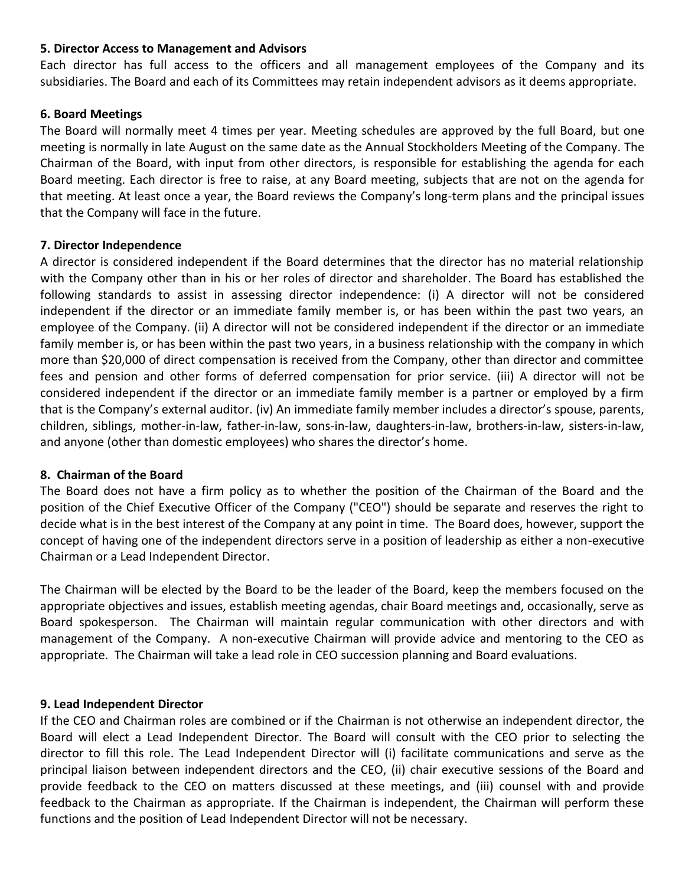### 5. Director Access to Management and Advisors

Each director has full access to the officers and all management employees of the Company and its subsidiaries. The Board and each of its Committees may retain independent advisors as it deems appropriate.

### 6. Board Meetings

The Board will normally meet 4 times per year. Meeting schedules are approved by the full Board, but one meeting is normally in late August on the same date as the Annual Stockholders Meeting of the Company. The Chairman of the Board, with input from other directors, is responsible for establishing the agenda for each Board meeting. Each director is free to raise, at any Board meeting, subjects that are not on the agenda for that meeting. At least once a year, the Board reviews the Company's long-term plans and the principal issues that the Company will face in the future.

### 7. Director Independence

A director is considered independent if the Board determines that the director has no material relationship with the Company other than in his or her roles of director and shareholder. The Board has established the following standards to assist in assessing director independence: (i) A director will not be considered independent if the director or an immediate family member is, or has been within the past two years, an employee of the Company. (ii) A director will not be considered independent if the director or an immediate family member is, or has been within the past two years, in a business relationship with the company in which more than $20,000 of direct compensation is received from the Company, other than director and committee fees and pension and other forms of deferred compensation for prior service. (iii) A director will not be considered independent if the director or an immediate family member is a partner or employed by a firm that is the Company's external auditor. (iv) An immediate family member includes a director's spouse, parents, children, siblings, mother-in-law, father-in-law, sons-in-law, daughters-in-law, brothers-in-law, sisters-in-law, and anyone (other than domestic employees) who shares the director's home.

### 8. Chairman of the Board

The Board does not have a firm policy as to whether the position of the Chairman of the Board and the position of the Chief Executive Officer of the Company ("CEO") should be separate and reserves the right to decide what is in the best interest of the Company at any point in time. The Board does, however, support the concept of having one of the independent directors serve in a position of leadership as either a non-executive Chairman or a Lead Independent Director.

The Chairman will be elected by the Board to be the leader of the Board, keep the members focused on the appropriate objectives and issues, establish meeting agendas, chair Board meetings and, occasionally, serve as Board spokesperson. The Chairman will maintain regular communication with other directors and with management of the Company. A non-executive Chairman will provide advice and mentoring to the CEO as appropriate. The Chairman will take a lead role in CEO succession planning and Board evaluations.

### 9. Lead Independent Director

If the CEO and Chairman roles are combined or if the Chairman is not otherwise an independent director, the Board will elect a Lead Independent Director. The Board will consult with the CEO prior to selecting the director to fill this role. The Lead Independent Director will (i) facilitate communications and serve as the principal liaison between independent directors and the CEO, (ii) chair executive sessions of the Board and provide feedback to the CEO on matters discussed at these meetings, and (iii) counsel with and provide feedback to the Chairman as appropriate. If the Chairman is independent, the Chairman will perform these functions and the position of Lead Independent Director will not be necessary.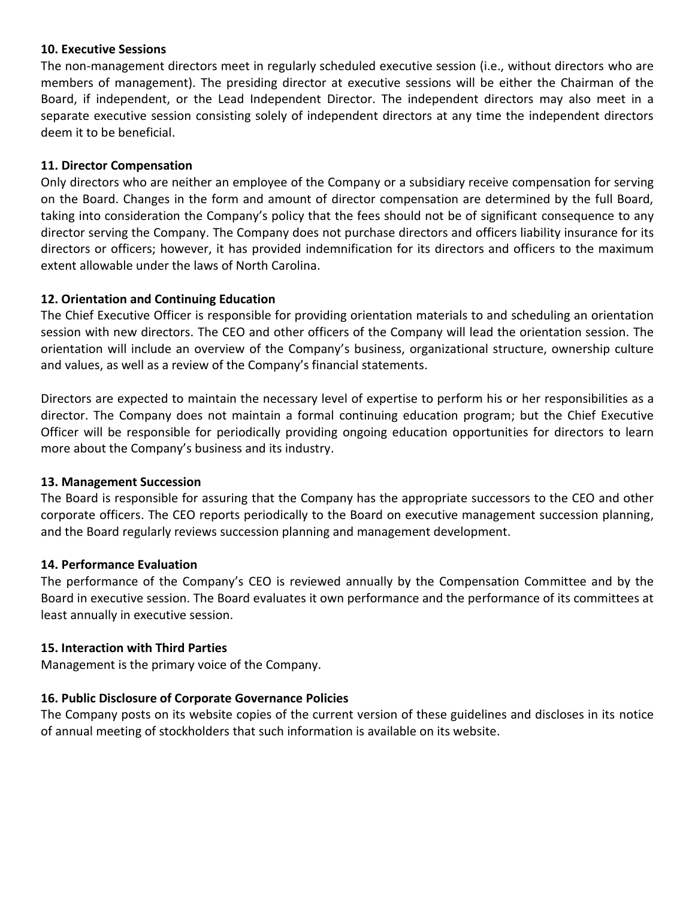**10. Executive Sessions**

The non-management directors meet in regularly scheduled executive session (i.e., without directors who are members of management). The presiding director at executive sessions will be either the Chairman of the Board, if independent, or the Lead Independent Director. The independent directors may also meet in a separate executive session consisting solely of independent directors at any time the independent directors deem it to be beneficial.

**11. Director Compensation**

Only directors who are neither an employee of the Company or a subsidiary receive compensation for serving on the Board. Changes in the form and amount of director compensation are determined by the full Board, taking into consideration the Company's policy that the fees should not be of significant consequence to any director serving the Company. The Company does not purchase directors and officers liability insurance for its directors or officers; however, it has provided indemnification for its directors and officers to the maximum extent allowable under the laws of North Carolina.

**12. Orientation and Continuing Education**

The Chief Executive Officer is responsible for providing orientation materials to and scheduling an orientation session with new directors. The CEO and other officers of the Company will lead the orientation session. The orientation will include an overview of the Company's business, organizational structure, ownership culture and values, as well as a review of the Company's financial statements.

Directors are expected to maintain the necessary level of expertise to perform his or her responsibilities as a director. The Company does not maintain a formal continuing education program; but the Chief Executive Officer will be responsible for periodically providing ongoing education opportunities for directors to learn more about the Company's business and its industry.

**13. Management Succession**

The Board is responsible for assuring that the Company has the appropriate successors to the CEO and other corporate officers. The CEO reports periodically to the Board on executive management succession planning, and the Board regularly reviews succession planning and management development.

**14. Performance Evaluation**

The performance of the Company's CEO is reviewed annually by the Compensation Committee and by the Board in executive session. The Board evaluates it own performance and the performance of its committees at least annually in executive session.

**15. Interaction with Third Parties**

Management is the primary voice of the Company.

**16. Public Disclosure of Corporate Governance Policies**

The Company posts on its website copies of the current version of these guidelines and discloses in its notice of annual meeting of stockholders that such information is available on its website.